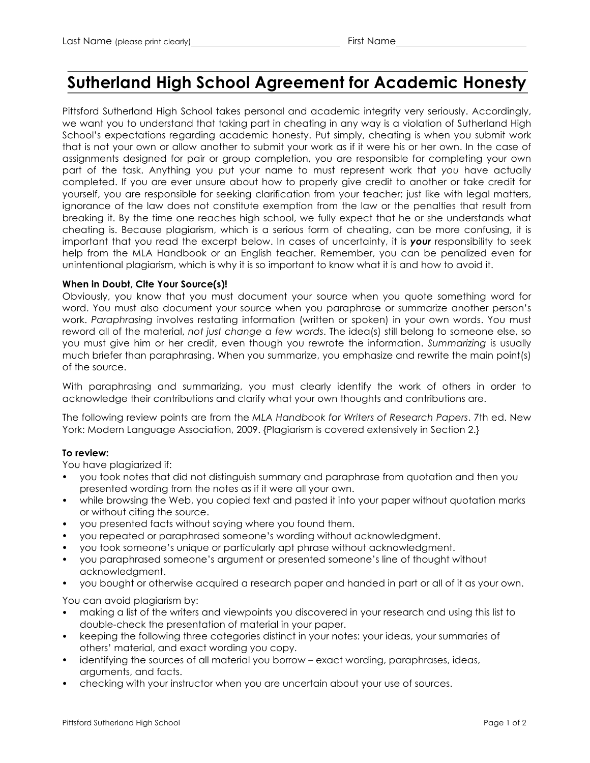Last Name (please print clearly)\_\_\_\_\_\_\_\_\_\_\_\_\_\_\_\_\_\_\_\_\_\_\_\_\_\_\_\_\_\_ First Name\_\_\_\_\_\_\_\_\_\_\_\_\_\_\_\_\_\_\_\_\_\_\_\_\_\_\_\_

# Sutherland High School Agreement for Academic Honesty

Pittsford Sutherland High School takes personal and academic integrity very seriously. Accordingly, we want you to understand that taking part in cheating in any way is a violation of Sutherland High School's expectations regarding academic honesty. Put simply, cheating is when you submit work that is not your own or allow another to submit your work as if it were his or her own. In the case of assignments designed for pair or group completion, you are responsible for completing your own part of the task. Anything you put your name to must represent work that *you* have actually completed. If you are ever unsure about how to properly give credit to another or take credit for yourself, you are responsible for seeking clarification from your teacher; just like with legal matters, ignorance of the law does not constitute exemption from the law or the penalties that result from breaking it. By the time one reaches high school, we fully expect that he or she understands what cheating is. Because plagiarism, which is a serious form of cheating, can be more confusing, it is important that you read the excerpt below. In cases of uncertainty, it is ***your*** responsibility to seek help from the MLA Handbook or an English teacher. Remember, you can be penalized even for unintentional plagiarism, which is why it is so important to know what it is and how to avoid it.

**When in Doubt, Cite Your Source(s)!**

Obviously, you know that you must document your source when you quote something word for word. You must also document your source when you paraphrase or summarize another person's work. *Paraphrasing* involves restating information (written or spoken) in your own words. You must reword all of the material, *not just change a few words*. The idea(s) still belong to someone else, so you must give him or her credit, even though you rewrote the information. *Summarizing* is usually much briefer than paraphrasing. When you summarize, you emphasize and rewrite the main point(s) of the source.

With paraphrasing and summarizing, you must clearly identify the work of others in order to acknowledge their contributions and clarify what your own thoughts and contributions are.

The following review points are from the *MLA Handbook for Writers of Research Papers*. 7th ed. New York: Modern Language Association, 2009. {Plagiarism is covered extensively in Section 2.}

**To review:**

You have plagiarized if:

- you took notes that did not distinguish summary and paraphrase from quotation and then you presented wording from the notes as if it were all your own.
- while browsing the Web, you copied text and pasted it into your paper without quotation marks or without citing the source.
- you presented facts without saying where you found them.
- you repeated or paraphrased someone's wording without acknowledgment.
- you took someone's unique or particularly apt phrase without acknowledgment.
- you paraphrased someone's argument or presented someone's line of thought without acknowledgment.
- you bought or otherwise acquired a research paper and handed in part or all of it as your own.

You can avoid plagiarism by:

- making a list of the writers and viewpoints you discovered in your research and using this list to double-check the presentation of material in your paper.
- keeping the following three categories distinct in your notes: your ideas, your summaries of others' material, and exact wording you copy.
- identifying the sources of all material you borrow – exact wording, paraphrases, ideas, arguments, and facts.
- checking with your instructor when you are uncertain about your use of sources.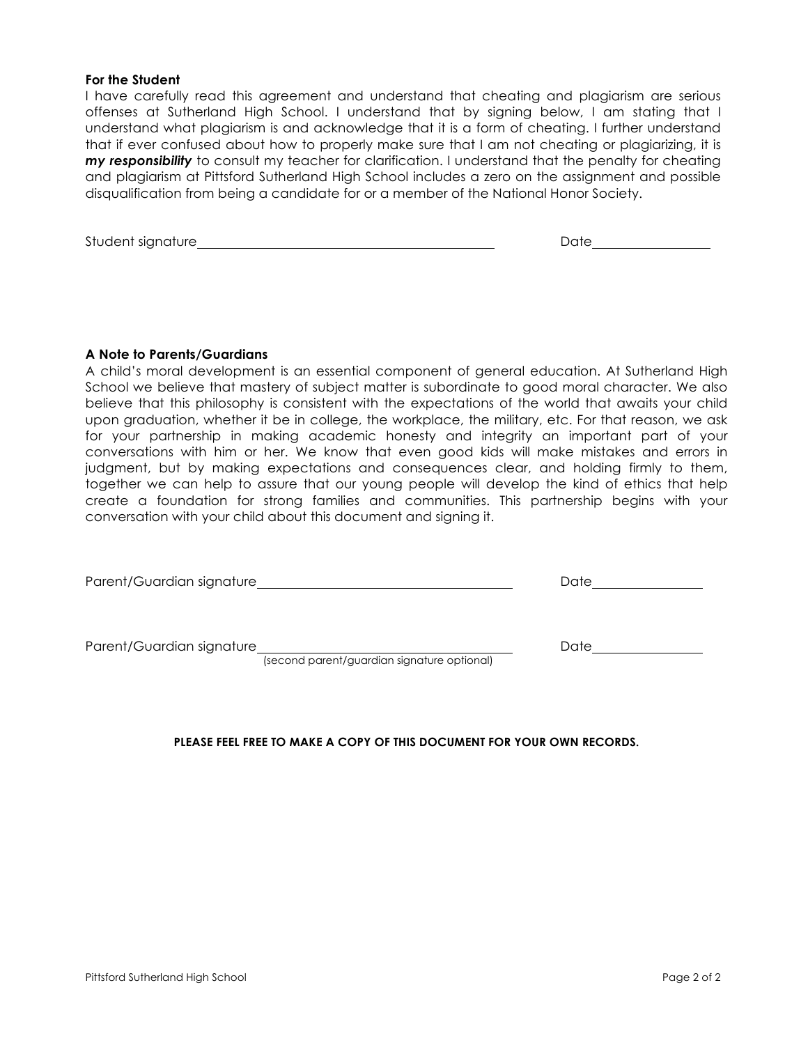**For the Student**

I have carefully read this agreement and understand that cheating and plagiarism are serious offenses at Sutherland High School. I understand that by signing below, I am stating that I understand what plagiarism is and acknowledge that it is a form of cheating. I further understand that if ever confused about how to properly make sure that I am not cheating or plagiarizing, it is ***my responsibility*** to consult my teacher for clarification. I understand that the penalty for cheating and plagiarism at Pittsford Sutherland High School includes a zero on the assignment and possible disqualification from being a candidate for or a member of the National Honor Society.

Student signature\_\_\_\_\_\_\_\_\_\_\_\_\_\_\_\_\_\_\_\_\_\_\_\_\_\_\_\_\_\_\_\_\_\_\_\_\_\_\_\_ Date\_\_\_\_\_\_\_\_\_\_\_\_\_\_\_\_

**A Note to Parents/Guardians**

A child's moral development is an essential component of general education. At Sutherland High School we believe that mastery of subject matter is subordinate to good moral character. We also believe that this philosophy is consistent with the expectations of the world that awaits your child upon graduation, whether it be in college, the workplace, the military, etc. For that reason, we ask for your partnership in making academic honesty and integrity an important part of your conversations with him or her. We know that even good kids will make mistakes and errors in judgment, but by making expectations and consequences clear, and holding firmly to them, together we can help to assure that our young people will develop the kind of ethics that help create a foundation for strong families and communities. This partnership begins with your conversation with your child about this document and signing it.

Parent/Guardian signature\_\_\_\_\_\_\_\_\_\_\_\_\_\_\_\_\_\_\_\_\_\_\_\_\_\_\_\_\_\_\_\_\_\_\_\_ Date\_\_\_\_\_\_\_\_\_\_\_\_\_\_\_\_

Parent/Guardian signature\_\_\_\_\_\_\_\_\_\_\_\_\_\_\_\_\_\_\_\_\_\_\_\_\_\_\_\_\_\_\_\_\_\_\_\_ Date\_\_\_\_\_\_\_\_\_\_\_\_\_\_\_\_
(second parent/guardian signature optional)

**PLEASE FEEL FREE TO MAKE A COPY OF THIS DOCUMENT FOR YOUR OWN RECORDS.**